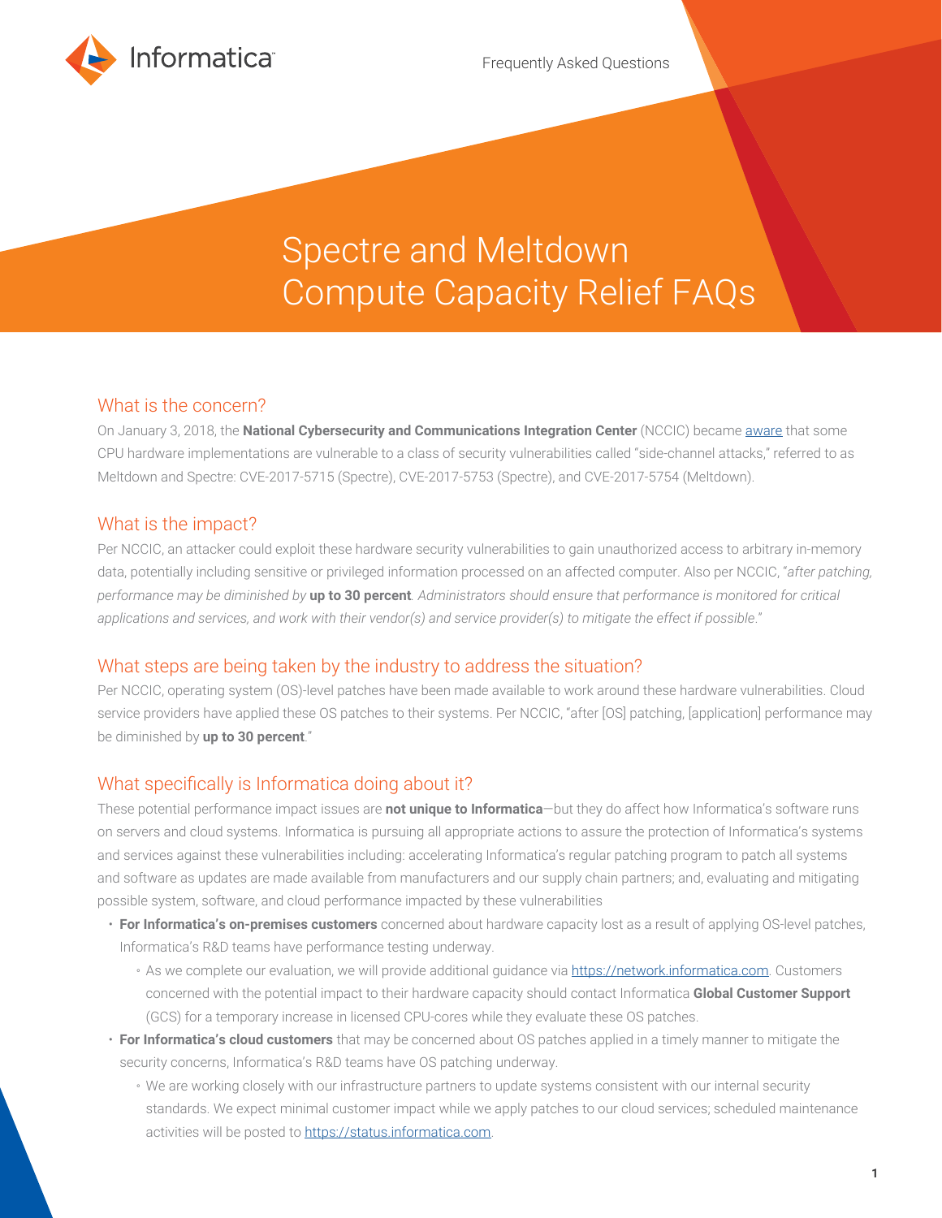Frequently Asked Questions

# Spectre and Meltdown Compute Capacity Relief FAQs

## What is the concern?

On January 3, 2018, the **National Cybersecurity and Communications Integration Center** (NCCIC) became aware that some CPU hardware implementations are vulnerable to a class of security vulnerabilities called "side-channel attacks," referred to as Meltdown and Spectre: CVE-2017-5715 (Spectre), CVE-2017-5753 (Spectre), and CVE-2017-5754 (Meltdown).

## What is the impact?

Per NCCIC, an attacker could exploit these hardware security vulnerabilities to gain unauthorized access to arbitrary in-memory data, potentially including sensitive or privileged information processed on an affected computer. Also per NCCIC, "*after patching, performance may be diminished by* **up to 30 percent***. Administrators should ensure that performance is monitored for critical applications and services, and work with their vendor(s) and service provider(s) to mitigate the effect if possible*."

## What steps are being taken by the industry to address the situation?

Per NCCIC, operating system (OS)-level patches have been made available to work around these hardware vulnerabilities. Cloud service providers have applied these OS patches to their systems. Per NCCIC, "after [OS] patching, [application] performance may be diminished by **up to 30 percent**."

## What specifically is Informatica doing about it?

These potential performance impact issues are **not unique to Informatica**—but they do affect how Informatica's software runs on servers and cloud systems. Informatica is pursuing all appropriate actions to assure the protection of Informatica's systems and services against these vulnerabilities including: accelerating Informatica's regular patching program to patch all systems and software as updates are made available from manufacturers and our supply chain partners; and, evaluating and mitigating possible system, software, and cloud performance impacted by these vulnerabilities

- **For Informatica's on-premises customers** concerned about hardware capacity lost as a result of applying OS-level patches, Informatica's R&D teams have performance testing underway.
  - As we complete our evaluation, we will provide additional guidance via https://network.informatica.com. Customers concerned with the potential impact to their hardware capacity should contact Informatica **Global Customer Support** (GCS) for a temporary increase in licensed CPU-cores while they evaluate these OS patches.
- **For Informatica's cloud customers** that may be concerned about OS patches applied in a timely manner to mitigate the security concerns, Informatica's R&D teams have OS patching underway.
  - We are working closely with our infrastructure partners to update systems consistent with our internal security standards. We expect minimal customer impact while we apply patches to our cloud services; scheduled maintenance activities will be posted to https://status.informatica.com.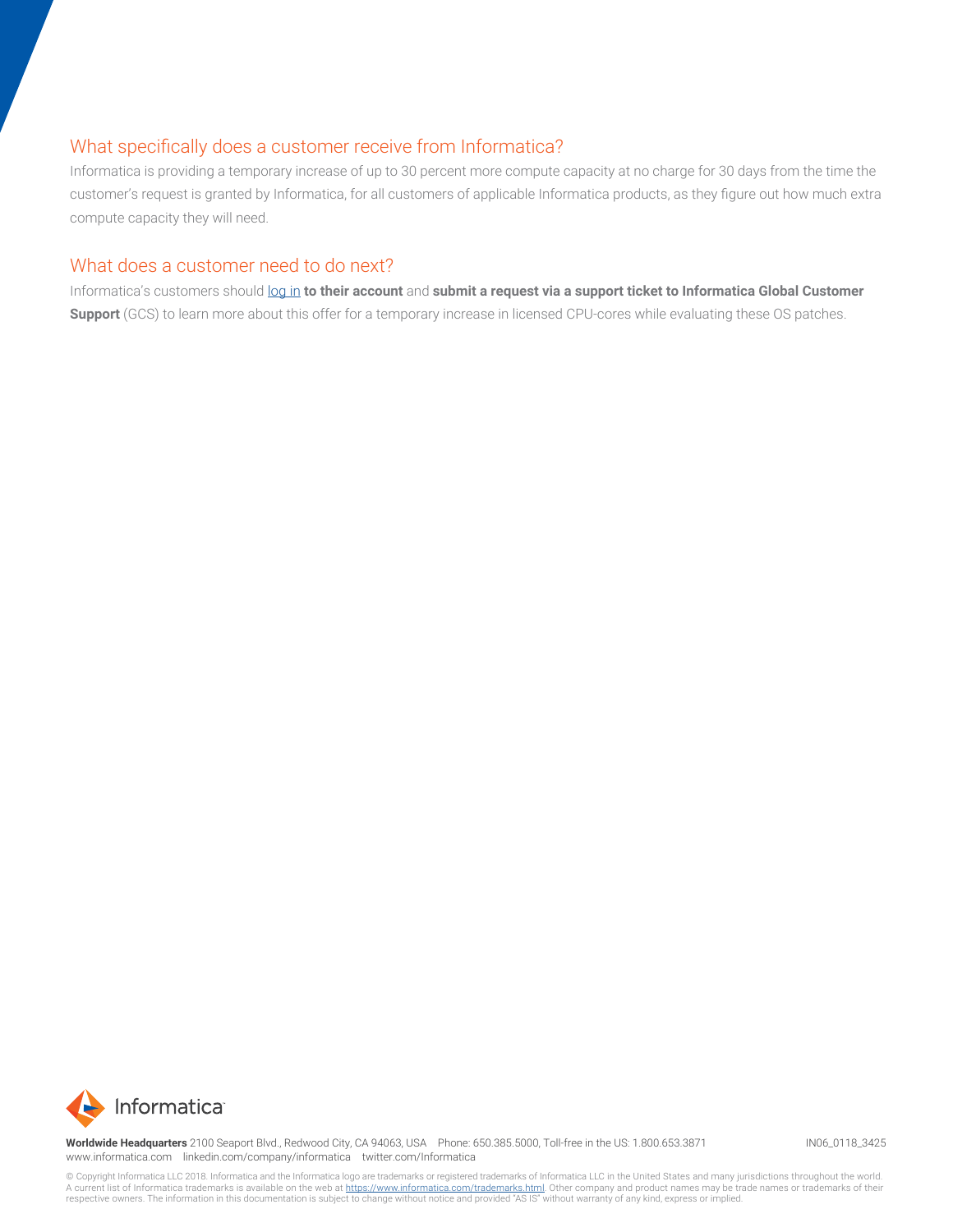## What specifically does a customer receive from Informatica?

Informatica is providing a temporary increase of up to 30 percent more compute capacity at no charge for 30 days from the time the customer's request is granted by Informatica, for all customers of applicable Informatica products, as they figure out how much extra compute capacity they will need.

## What does a customer need to do next?

Informatica's customers should log in **to their account** and **submit a request via a support ticket to Informatica Global Customer Support** (GCS) to learn more about this offer for a temporary increase in licensed CPU-cores while evaluating these OS patches.

Informatica

**Worldwide Headquarters** 2100 Seaport Blvd., Redwood City, CA 94063, USA Phone: 650.385.5000, Toll-free in the US: 1.800.653.3871
www.informatica.com linkedin.com/company/informatica twitter.com/Informatica

IN06_0118_3425

© Copyright Informatica LLC 2018. Informatica and the Informatica logo are trademarks or registered trademarks of Informatica LLC in the United States and many jurisdictions throughout the world. A current list of Informatica trademarks is available on the web at https://www.informatica.com/trademarks.html. Other company and product names may be trade names or trademarks of their respective owners. The information in this documentation is subject to change without notice and provided "AS IS" without warranty of any kind, express or implied.